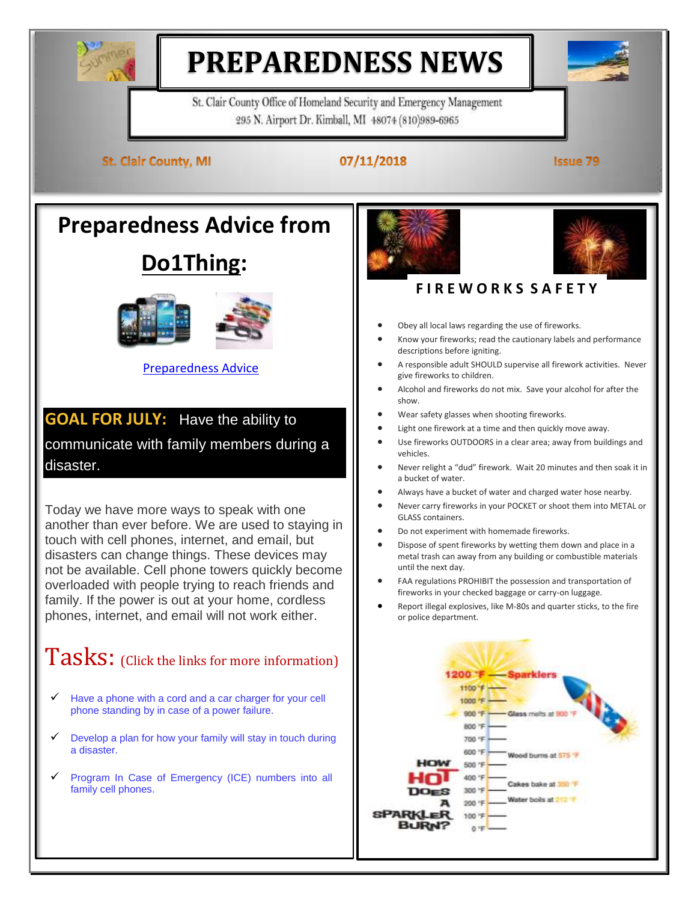# PREPAREDNESS NEWS

St. Clair County Office of Homeland Security and Emergency Management
295 N. Airport Dr. Kimball, MI 48074 (810)989-6965

St. Clair County, MI | 07/11/2018 | Issue 79

## Preparedness Advice from Do1Thing:

Preparedness Advice

**GOAL FOR JULY:** Have the ability to communicate with family members during a disaster.

Today we have more ways to speak with one another than ever before. We are used to staying in touch with cell phones, internet, and email, but disasters can change things. These devices may not be available. Cell phone towers quickly become overloaded with people trying to reach friends and family. If the power is out at your home, cordless phones, internet, and email will not work either.

## Tasks: (Click the links for more information)

- ✓ Have a phone with a cord and a car charger for your cell phone standing by in case of a power failure.
- ✓ Develop a plan for how your family will stay in touch during a disaster.
- ✓ Program In Case of Emergency (ICE) numbers into all family cell phones.

## FIREWORKS SAFETY

- Obey all local laws regarding the use of fireworks.
- Know your fireworks; read the cautionary labels and performance descriptions before igniting.
- A responsible adult SHOULD supervise all firework activities. Never give fireworks to children.
- Alcohol and fireworks do not mix. Save your alcohol for after the show.
- Wear safety glasses when shooting fireworks.
- Light one firework at a time and then quickly move away.
- Use fireworks OUTDOORS in a clear area; away from buildings and vehicles.
- Never relight a "dud" firework. Wait 20 minutes and then soak it in a bucket of water.
- Always have a bucket of water and charged water hose nearby.
- Never carry fireworks in your POCKET or shoot them into METAL or GLASS containers.
- Do not experiment with homemade fireworks.
- Dispose of spent fireworks by wetting them down and place in a metal trash can away from any building or combustible materials until the next day.
- FAA regulations PROHIBIT the possession and transportation of fireworks in your checked baggage or carry-on luggage.
- Report illegal explosives, like M-80s and quarter sticks, to the fire or police department.

**HOW HOT DOES A SPARKLER BURN?**

- 1200 °F — Sparklers
- 900 °F — Glass melts at 900 °F
- 600 °F — Wood burns at 575 °F
- 350 °F — Cakes bake at 350 °F
- 212 °F — Water boils at 212 °F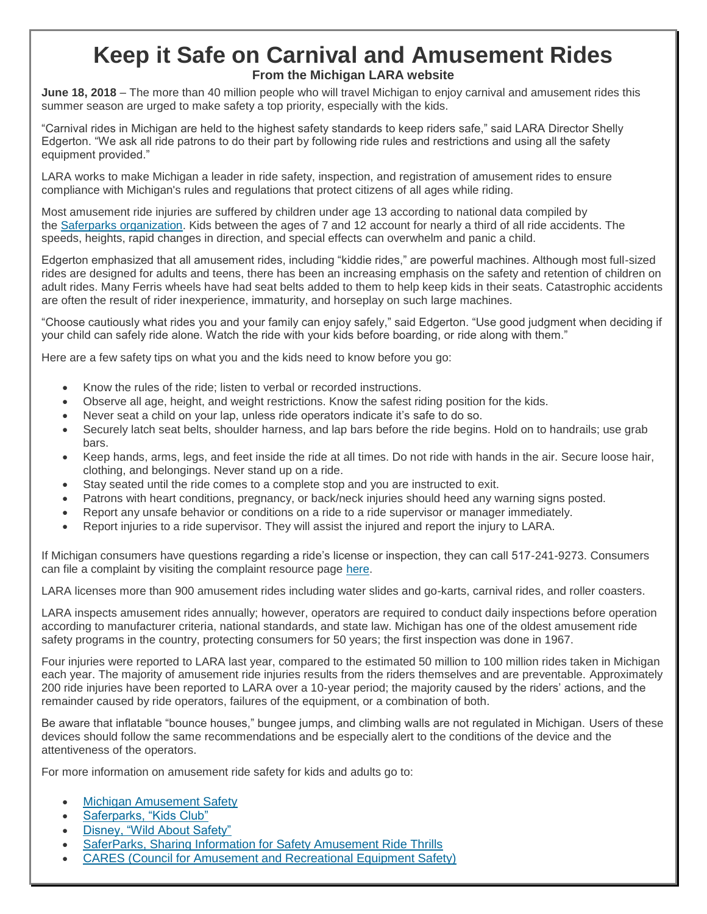# Keep it Safe on Carnival and Amusement Rides

**From the Michigan LARA website**

**June 18, 2018** – The more than 40 million people who will travel Michigan to enjoy carnival and amusement rides this summer season are urged to make safety a top priority, especially with the kids.

"Carnival rides in Michigan are held to the highest safety standards to keep riders safe," said LARA Director Shelly Edgerton. "We ask all ride patrons to do their part by following ride rules and restrictions and using all the safety equipment provided."

LARA works to make Michigan a leader in ride safety, inspection, and registration of amusement rides to ensure compliance with Michigan's rules and regulations that protect citizens of all ages while riding.

Most amusement ride injuries are suffered by children under age 13 according to national data compiled by the Saferparks organization. Kids between the ages of 7 and 12 account for nearly a third of all ride accidents. The speeds, heights, rapid changes in direction, and special effects can overwhelm and panic a child.

Edgerton emphasized that all amusement rides, including "kiddie rides," are powerful machines. Although most full-sized rides are designed for adults and teens, there has been an increasing emphasis on the safety and retention of children on adult rides. Many Ferris wheels have had seat belts added to them to help keep kids in their seats. Catastrophic accidents are often the result of rider inexperience, immaturity, and horseplay on such large machines.

"Choose cautiously what rides you and your family can enjoy safely," said Edgerton. "Use good judgment when deciding if your child can safely ride alone. Watch the ride with your kids before boarding, or ride along with them."

Here are a few safety tips on what you and the kids need to know before you go:

- Know the rules of the ride; listen to verbal or recorded instructions.
- Observe all age, height, and weight restrictions. Know the safest riding position for the kids.
- Never seat a child on your lap, unless ride operators indicate it's safe to do so.
- Securely latch seat belts, shoulder harness, and lap bars before the ride begins. Hold on to handrails; use grab bars.
- Keep hands, arms, legs, and feet inside the ride at all times. Do not ride with hands in the air. Secure loose hair, clothing, and belongings. Never stand up on a ride.
- Stay seated until the ride comes to a complete stop and you are instructed to exit.
- Patrons with heart conditions, pregnancy, or back/neck injuries should heed any warning signs posted.
- Report any unsafe behavior or conditions on a ride to a ride supervisor or manager immediately.
- Report injuries to a ride supervisor. They will assist the injured and report the injury to LARA.

If Michigan consumers have questions regarding a ride's license or inspection, they can call 517-241-9273. Consumers can file a complaint by visiting the complaint resource page here.

LARA licenses more than 900 amusement rides including water slides and go-karts, carnival rides, and roller coasters.

LARA inspects amusement rides annually; however, operators are required to conduct daily inspections before operation according to manufacturer criteria, national standards, and state law. Michigan has one of the oldest amusement ride safety programs in the country, protecting consumers for 50 years; the first inspection was done in 1967.

Four injuries were reported to LARA last year, compared to the estimated 50 million to 100 million rides taken in Michigan each year. The majority of amusement ride injuries results from the riders themselves and are preventable. Approximately 200 ride injuries have been reported to LARA over a 10-year period; the majority caused by the riders' actions, and the remainder caused by ride operators, failures of the equipment, or a combination of both.

Be aware that inflatable "bounce houses," bungee jumps, and climbing walls are not regulated in Michigan. Users of these devices should follow the same recommendations and be especially alert to the conditions of the device and the attentiveness of the operators.

For more information on amusement ride safety for kids and adults go to:

- Michigan Amusement Safety
- Saferparks, "Kids Club"
- Disney, "Wild About Safety"
- SaferParks, Sharing Information for Safety Amusement Ride Thrills
- CARES (Council for Amusement and Recreational Equipment Safety)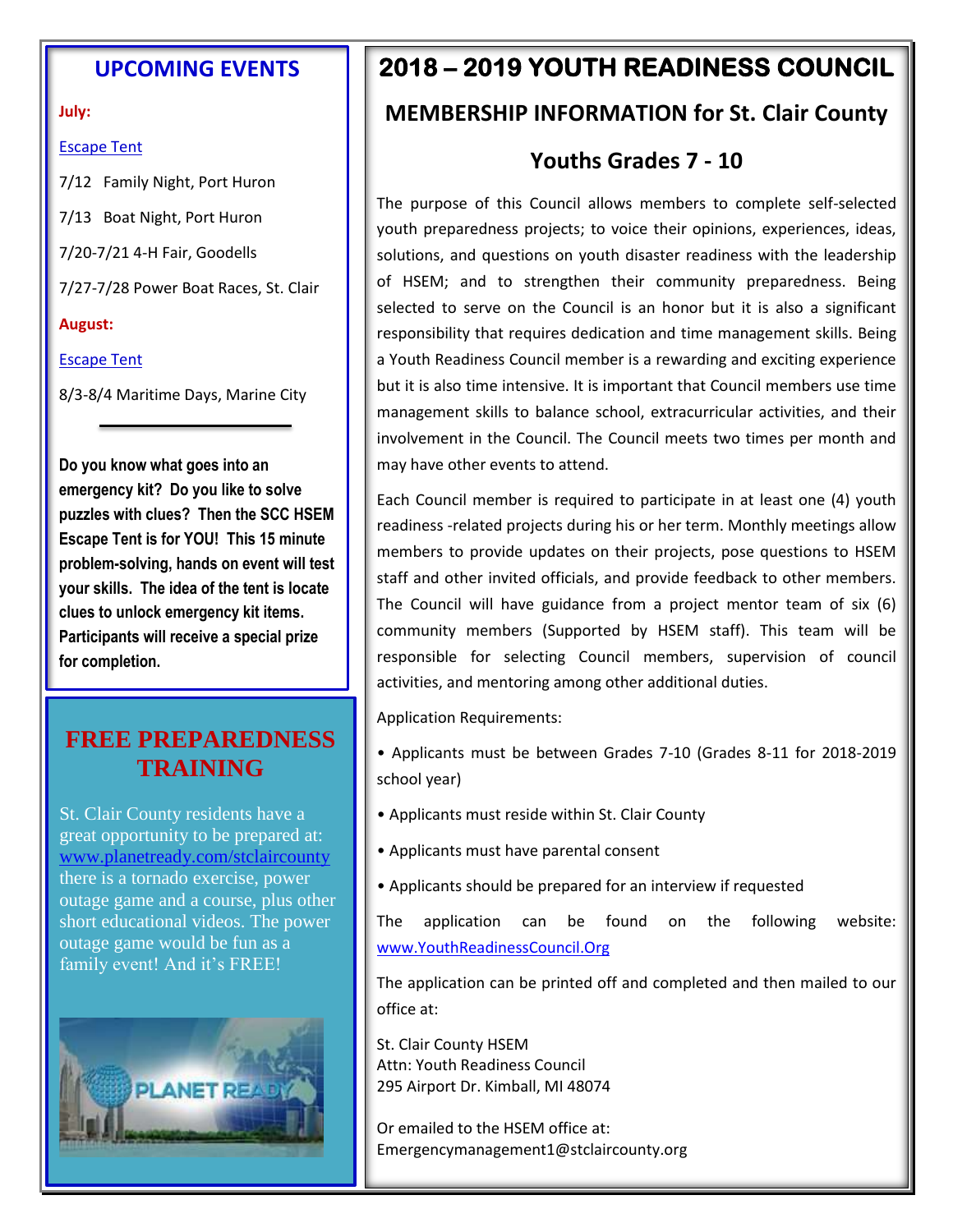## UPCOMING EVENTS

**July:**

[Escape Tent](#)

7/12 Family Night, Port Huron

7/13 Boat Night, Port Huron

7/20-7/21 4-H Fair, Goodells

7/27-7/28 Power Boat Races, St. Clair

**August:**

[Escape Tent](#)

8/3-8/4 Maritime Days, Marine City

---

**Do you know what goes into an emergency kit? Do you like to solve puzzles with clues? Then the SCC HSEM Escape Tent is for YOU! This 15 minute problem-solving, hands on event will test your skills. The idea of the tent is locate clues to unlock emergency kit items. Participants will receive a special prize for completion.**

## FREE PREPAREDNESS TRAINING

St. Clair County residents have a great opportunity to be prepared at: www.planetready.com/stclaircounty there is a tornado exercise, power outage game and a course, plus other short educational videos. The power outage game would be fun as a family event! And it's FREE!

# 2018 – 2019 YOUTH READINESS COUNCIL

## MEMBERSHIP INFORMATION for St. Clair County

## Youths Grades 7 - 10

The purpose of this Council allows members to complete self-selected youth preparedness projects; to voice their opinions, experiences, ideas, solutions, and questions on youth disaster readiness with the leadership of HSEM; and to strengthen their community preparedness. Being selected to serve on the Council is an honor but it is also a significant responsibility that requires dedication and time management skills. Being a Youth Readiness Council member is a rewarding and exciting experience but it is also time intensive. It is important that Council members use time management skills to balance school, extracurricular activities, and their involvement in the Council. The Council meets two times per month and may have other events to attend.

Each Council member is required to participate in at least one (4) youth readiness -related projects during his or her term. Monthly meetings allow members to provide updates on their projects, pose questions to HSEM staff and other invited officials, and provide feedback to other members. The Council will have guidance from a project mentor team of six (6) community members (Supported by HSEM staff). This team will be responsible for selecting Council members, supervision of council activities, and mentoring among other additional duties.

Application Requirements:

- Applicants must be between Grades 7-10 (Grades 8-11 for 2018-2019 school year)
- Applicants must reside within St. Clair County
- Applicants must have parental consent
- Applicants should be prepared for an interview if requested

The application can be found on the following website: www.YouthReadinessCouncil.Org

The application can be printed off and completed and then mailed to our office at:

St. Clair County HSEM
Attn: Youth Readiness Council
295 Airport Dr. Kimball, MI 48074

Or emailed to the HSEM office at:
Emergencymanagement1@stclaircounty.org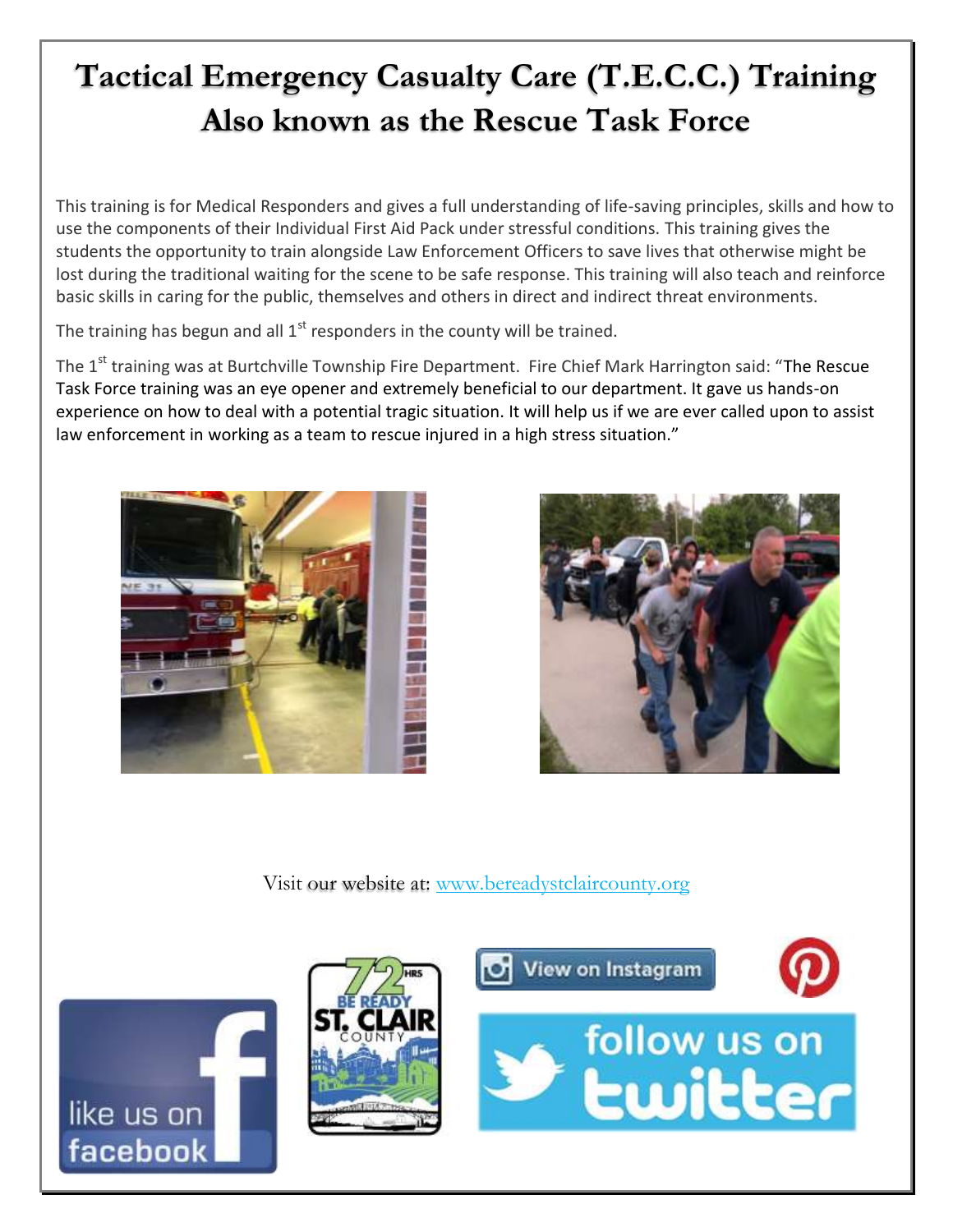# Tactical Emergency Casualty Care (T.E.C.C.) Training Also known as the Rescue Task Force

This training is for Medical Responders and gives a full understanding of life-saving principles, skills and how to use the components of their Individual First Aid Pack under stressful conditions. This training gives the students the opportunity to train alongside Law Enforcement Officers to save lives that otherwise might be lost during the traditional waiting for the scene to be safe response. This training will also teach and reinforce basic skills in caring for the public, themselves and others in direct and indirect threat environments.

The training has begun and all 1st responders in the county will be trained.

The 1st training was at Burtchville Township Fire Department. Fire Chief Mark Harrington said: "The Rescue Task Force training was an eye opener and extremely beneficial to our department. It gave us hands-on experience on how to deal with a potential tragic situation. It will help us if we are ever called upon to assist law enforcement in working as a team to rescue injured in a high stress situation."

Visit our website at: www.bereadystclaircounty.org

like us on facebook

72 HRS BE READY ST. CLAIR COUNTY

View on Instagram

follow us on twitter